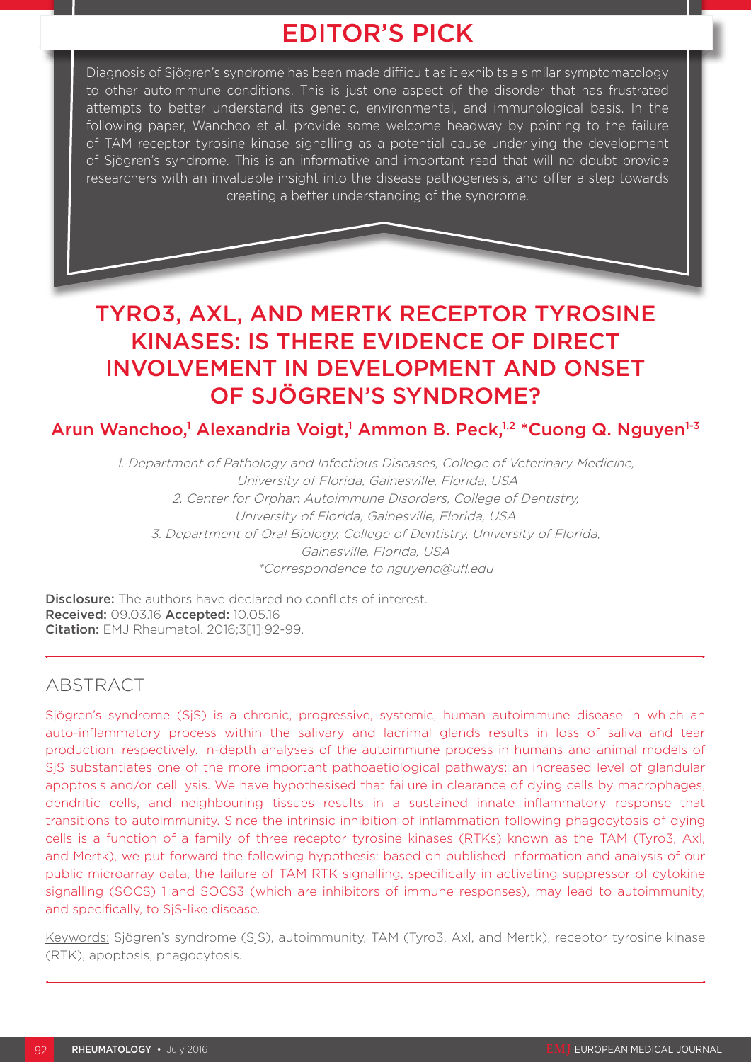## EDITOR'S PICK

Diagnosis of Sjögren's syndrome has been made difficult as it exhibits a similar symptomatology to other autoimmune conditions. This is just one aspect of the disorder that has frustrated attempts to better understand its genetic, environmental, and immunological basis. In the following paper, Wanchoo et al. provide some welcome headway by pointing to the failure of TAM receptor tyrosine kinase signalling as a potential cause underlying the development of Sjögren's syndrome. This is an informative and important read that will no doubt provide researchers with an invaluable insight into the disease pathogenesis, and offer a step towards creating a better understanding of the syndrome.

# TYRO3, AXL, AND MERTK RECEPTOR TYROSINE KINASES: IS THERE EVIDENCE OF DIRECT INVOLVEMENT IN DEVELOPMENT AND ONSET OF SJÖGREN'S SYNDROME?

**Arun Wanchoo,[1] Alexandria Voigt,[1] Ammon B. Peck,[1,2] \*Cuong Q. Nguyen[1-3]**

*1. Department of Pathology and Infectious Diseases, College of Veterinary Medicine, University of Florida, Gainesville, Florida, USA*
*2. Center for Orphan Autoimmune Disorders, College of Dentistry, University of Florida, Gainesville, Florida, USA*
*3. Department of Oral Biology, College of Dentistry, University of Florida, Gainesville, Florida, USA*
*\*Correspondence to nguyenc@ufl.edu*

**Disclosure:** The authors have declared no conflicts of interest.
**Received:** 09.03.16 **Accepted:** 10.05.16
**Citation:** EMJ Rheumatol. 2016;3[1]:92-99.

## ABSTRACT

Sjögren's syndrome (SjS) is a chronic, progressive, systemic, human autoimmune disease in which an auto-inflammatory process within the salivary and lacrimal glands results in loss of saliva and tear production, respectively. In-depth analyses of the autoimmune process in humans and animal models of SjS substantiates one of the more important pathoaetiological pathways: an increased level of glandular apoptosis and/or cell lysis. We have hypothesised that failure in clearance of dying cells by macrophages, dendritic cells, and neighbouring tissues results in a sustained innate inflammatory response that transitions to autoimmunity. Since the intrinsic inhibition of inflammation following phagocytosis of dying cells is a function of a family of three receptor tyrosine kinases (RTKs) known as the TAM (Tyro3, Axl, and Mertk), we put forward the following hypothesis: based on published information and analysis of our public microarray data, the failure of TAM RTK signalling, specifically in activating suppressor of cytokine signalling (SOCS) 1 and SOCS3 (which are inhibitors of immune responses), may lead to autoimmunity, and specifically, to SjS-like disease.

Keywords: Sjögren's syndrome (SjS), autoimmunity, TAM (Tyro3, Axl, and Mertk), receptor tyrosine kinase (RTK), apoptosis, phagocytosis.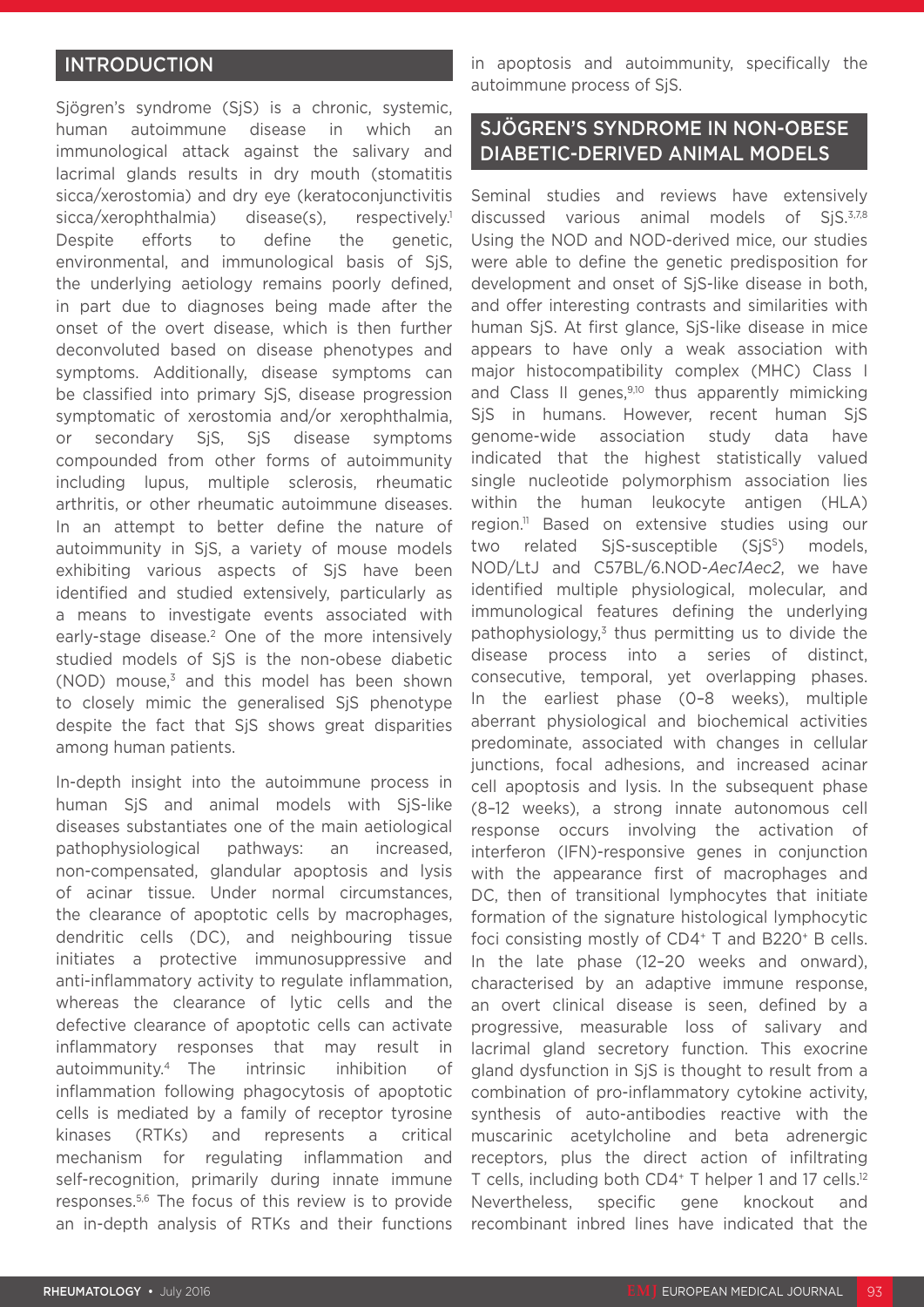## INTRODUCTION

Sjögren's syndrome (SjS) is a chronic, systemic, human autoimmune disease in which an immunological attack against the salivary and lacrimal glands results in dry mouth (stomatitis sicca/xerostomia) and dry eye (keratoconjunctivitis sicca/xerophthalmia) disease(s), respectively.[1] Despite efforts to define the genetic, environmental, and immunological basis of SjS, the underlying aetiology remains poorly defined, in part due to diagnoses being made after the onset of the overt disease, which is then further deconvoluted based on disease phenotypes and symptoms. Additionally, disease symptoms can be classified into primary SjS, disease progression symptomatic of xerostomia and/or xerophthalmia, or secondary SjS, SjS disease symptoms compounded from other forms of autoimmunity including lupus, multiple sclerosis, rheumatic arthritis, or other rheumatic autoimmune diseases. In an attempt to better define the nature of autoimmunity in SjS, a variety of mouse models exhibiting various aspects of SjS have been identified and studied extensively, particularly as a means to investigate events associated with early-stage disease.[2] One of the more intensively studied models of SjS is the non-obese diabetic (NOD) mouse,[3] and this model has been shown to closely mimic the generalised SjS phenotype despite the fact that SjS shows great disparities among human patients.

In-depth insight into the autoimmune process in human SjS and animal models with SjS-like diseases substantiates one of the main aetiological pathophysiological pathways: an increased, non-compensated, glandular apoptosis and lysis of acinar tissue. Under normal circumstances, the clearance of apoptotic cells by macrophages, dendritic cells (DC), and neighbouring tissue initiates a protective immunosuppressive and anti-inflammatory activity to regulate inflammation, whereas the clearance of lytic cells and the defective clearance of apoptotic cells can activate inflammatory responses that may result in autoimmunity.[4] The intrinsic inhibition of inflammation following phagocytosis of apoptotic cells is mediated by a family of receptor tyrosine kinases (RTKs) and represents a critical mechanism for regulating inflammation and self-recognition, primarily during innate immune responses.[5,6] The focus of this review is to provide an in-depth analysis of RTKs and their functions in apoptosis and autoimmunity, specifically the autoimmune process of SjS.

## SJÖGREN'S SYNDROME IN NON-OBESE DIABETIC-DERIVED ANIMAL MODELS

Seminal studies and reviews have extensively discussed various animal models of SjS.[3,7,8] Using the NOD and NOD-derived mice, our studies were able to define the genetic predisposition for development and onset of SjS-like disease in both, and offer interesting contrasts and similarities with human SjS. At first glance, SjS-like disease in mice appears to have only a weak association with major histocompatibility complex (MHC) Class I and Class II genes,[9,10] thus apparently mimicking SjS in humans. However, recent human SjS genome-wide association study data have indicated that the highest statistically valued single nucleotide polymorphism association lies within the human leukocyte antigen (HLA) region.[11] Based on extensive studies using our two related SjS-susceptible (SjS[S]) models, NOD/LtJ and C57BL/6.NOD-*Aec1Aec2*, we have identified multiple physiological, molecular, and immunological features defining the underlying pathophysiology,[3] thus permitting us to divide the disease process into a series of distinct, consecutive, temporal, yet overlapping phases. In the earliest phase (0–8 weeks), multiple aberrant physiological and biochemical activities predominate, associated with changes in cellular junctions, focal adhesions, and increased acinar cell apoptosis and lysis. In the subsequent phase (8–12 weeks), a strong innate autonomous cell response occurs involving the activation of interferon (IFN)-responsive genes in conjunction with the appearance first of macrophages and DC, then of transitional lymphocytes that initiate formation of the signature histological lymphocytic foci consisting mostly of $CD4^+$ T and $B220^+$ B cells. In the late phase (12–20 weeks and onward), characterised by an adaptive immune response, an overt clinical disease is seen, defined by a progressive, measurable loss of salivary and lacrimal gland secretory function. This exocrine gland dysfunction in SjS is thought to result from a combination of pro-inflammatory cytokine activity, synthesis of auto-antibodies reactive with the muscarinic acetylcholine and beta adrenergic receptors, plus the direct action of infiltrating T cells, including both $CD4^+$ T helper 1 and 17 cells.[12] Nevertheless, specific gene knockout and recombinant inbred lines have indicated that the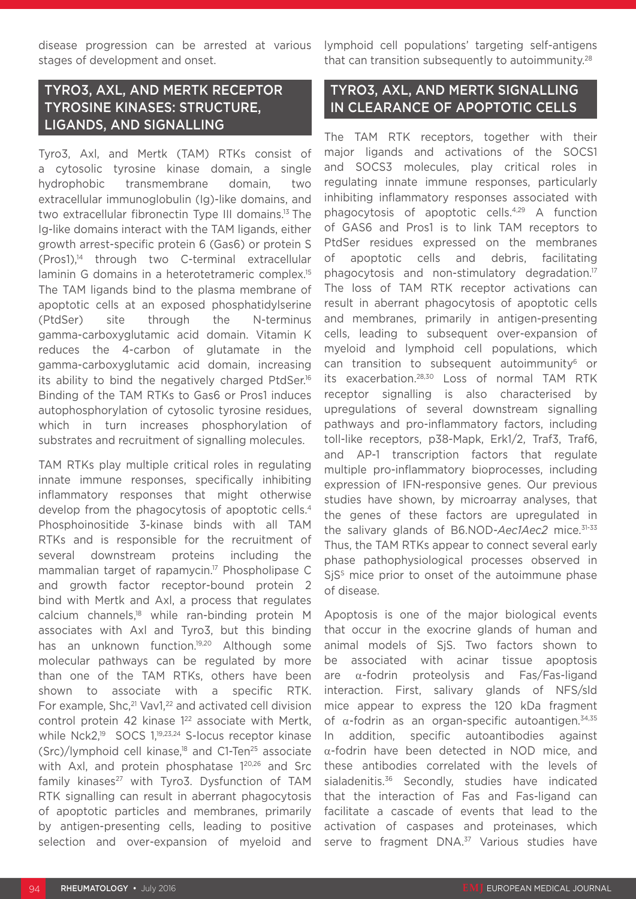disease progression can be arrested at various stages of development and onset.

## TYRO3, AXL, AND MERTK RECEPTOR TYROSINE KINASES: STRUCTURE, LIGANDS, AND SIGNALLING

Tyro3, Axl, and Mertk (TAM) RTKs consist of a cytosolic tyrosine kinase domain, a single hydrophobic transmembrane domain, two extracellular immunoglobulin (Ig)-like domains, and two extracellular fibronectin Type III domains.[13] The Ig-like domains interact with the TAM ligands, either growth arrest-specific protein 6 (Gas6) or protein S (Pros1),[14] through two C-terminal extracellular laminin G domains in a heterotetrameric complex.[15] The TAM ligands bind to the plasma membrane of apoptotic cells at an exposed phosphatidylserine (PtdSer) site through the N-terminus gamma-carboxyglutamic acid domain. Vitamin K reduces the 4-carbon of glutamate in the gamma-carboxyglutamic acid domain, increasing its ability to bind the negatively charged PtdSer.[16] Binding of the TAM RTKs to Gas6 or Pros1 induces autophosphorylation of cytosolic tyrosine residues, which in turn increases phosphorylation of substrates and recruitment of signalling molecules.

TAM RTKs play multiple critical roles in regulating innate immune responses, specifically inhibiting inflammatory responses that might otherwise develop from the phagocytosis of apoptotic cells.[4] Phosphoinositide 3-kinase binds with all TAM RTKs and is responsible for the recruitment of several downstream proteins including the mammalian target of rapamycin.[17] Phospholipase C and growth factor receptor-bound protein 2 bind with Mertk and Axl, a process that regulates calcium channels,[18] while ran-binding protein M associates with Axl and Tyro3, but this binding has an unknown function.[19,20] Although some molecular pathways can be regulated by more than one of the TAM RTKs, others have been shown to associate with a specific RTK. For example, Shc,[21] Vav1,[22] and activated cell division control protein 42 kinase 1[22] associate with Mertk, while Nck2,[19] SOCS 1,[19,23,24] S-locus receptor kinase (Src)/lymphoid cell kinase,[18] and C1-Ten[25] associate with Axl, and protein phosphatase 1[20,26] and Src family kinases[27] with Tyro3. Dysfunction of TAM RTK signalling can result in aberrant phagocytosis of apoptotic particles and membranes, primarily by antigen-presenting cells, leading to positive selection and over-expansion of myeloid and lymphoid cell populations' targeting self-antigens that can transition subsequently to autoimmunity.[28]

## TYRO3, AXL, AND MERTK SIGNALLING IN CLEARANCE OF APOPTOTIC CELLS

The TAM RTK receptors, together with their major ligands and activations of the SOCS1 and SOCS3 molecules, play critical roles in regulating innate immune responses, particularly inhibiting inflammatory responses associated with phagocytosis of apoptotic cells.[4,29] A function of GAS6 and Pros1 is to link TAM receptors to PtdSer residues expressed on the membranes of apoptotic cells and debris, facilitating phagocytosis and non-stimulatory degradation.[17] The loss of TAM RTK receptor activations can result in aberrant phagocytosis of apoptotic cells and membranes, primarily in antigen-presenting cells, leading to subsequent over-expansion of myeloid and lymphoid cell populations, which can transition to subsequent autoimmunity[6] or its exacerbation.[28,30] Loss of normal TAM RTK receptor signalling is also characterised by upregulations of several downstream signalling pathways and pro-inflammatory factors, including toll-like receptors, p38-Mapk, Erk1/2, Traf3, Traf6, and AP-1 transcription factors that regulate multiple pro-inflammatory bioprocesses, including expression of IFN-responsive genes. Our previous studies have shown, by microarray analyses, that the genes of these factors are upregulated in the salivary glands of B6.NOD-*Aec1Aec2* mice.[31-33] Thus, the TAM RTKs appear to connect several early phase pathophysiological processes observed in SjS[5] mice prior to onset of the autoimmune phase of disease.

Apoptosis is one of the major biological events that occur in the exocrine glands of human and animal models of SjS. Two factors shown to be associated with acinar tissue apoptosis are α-fodrin proteolysis and Fas/Fas-ligand interaction. First, salivary glands of NFS/sld mice appear to express the 120 kDa fragment of α-fodrin as an organ-specific autoantigen.[34,35] In addition, specific autoantibodies against α-fodrin have been detected in NOD mice, and these antibodies correlated with the levels of sialadenitis.[36] Secondly, studies have indicated that the interaction of Fas and Fas-ligand can facilitate a cascade of events that lead to the activation of caspases and proteinases, which serve to fragment DNA.[37] Various studies have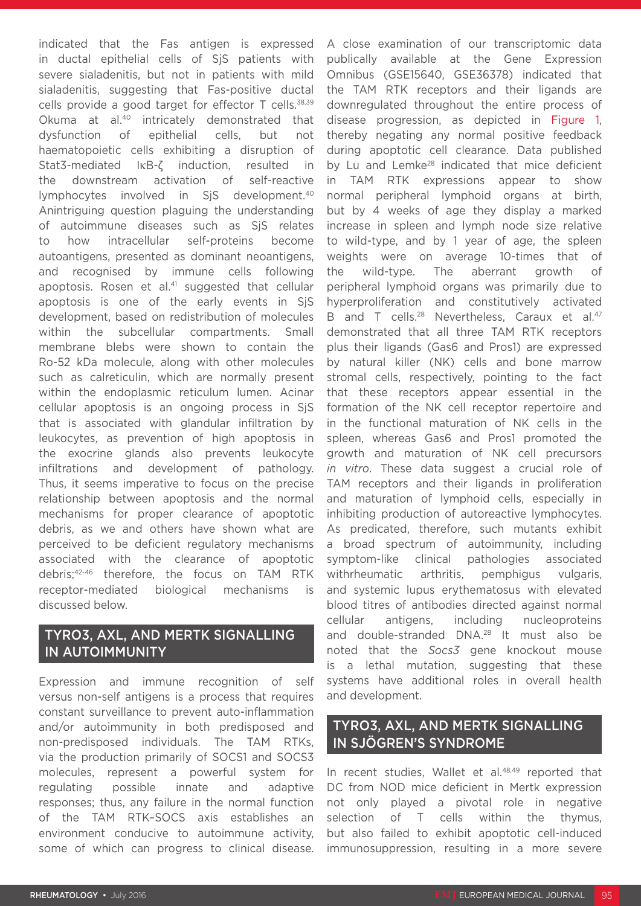indicated that the Fas antigen is expressed in ductal epithelial cells of SjS patients with severe sialadenitis, but not in patients with mild sialadenitis, suggesting that Fas-positive ductal cells provide a good target for effector T cells.[38,39] Okuma at al.[40] intricately demonstrated that dysfunction of epithelial cells, but not haematopoietic cells exhibiting a disruption of Stat3-mediated IκB-ζ induction, resulted in the downstream activation of self-reactive lymphocytes involved in SjS development.[40] Anintriguing question plaguing the understanding of autoimmune diseases such as SjS relates to how intracellular self-proteins become autoantigens, presented as dominant neoantigens, and recognised by immune cells following apoptosis. Rosen et al.[41] suggested that cellular apoptosis is one of the early events in SjS development, based on redistribution of molecules within the subcellular compartments. Small membrane blebs were shown to contain the Ro-52 kDa molecule, along with other molecules such as calreticulin, which are normally present within the endoplasmic reticulum lumen. Acinar cellular apoptosis is an ongoing process in SjS that is associated with glandular infiltration by leukocytes, as prevention of high apoptosis in the exocrine glands also prevents leukocyte infiltrations and development of pathology. Thus, it seems imperative to focus on the precise relationship between apoptosis and the normal mechanisms for proper clearance of apoptotic debris, as we and others have shown what are perceived to be deficient regulatory mechanisms associated with the clearance of apoptotic debris;[42-46] therefore, the focus on TAM RTK receptor-mediated biological mechanisms is discussed below.

## TYRO3, AXL, AND MERTK SIGNALLING IN AUTOIMMUNITY

Expression and immune recognition of self versus non-self antigens is a process that requires constant surveillance to prevent auto-inflammation and/or autoimmunity in both predisposed and non-predisposed individuals. The TAM RTKs, via the production primarily of SOCS1 and SOCS3 molecules, represent a powerful system for regulating possible innate and adaptive responses; thus, any failure in the normal function of the TAM RTK–SOCS axis establishes an environment conducive to autoimmune activity, some of which can progress to clinical disease. A close examination of our transcriptomic data publically available at the Gene Expression Omnibus (GSE15640, GSE36378) indicated that the TAM RTK receptors and their ligands are downregulated throughout the entire process of disease progression, as depicted in Figure 1, thereby negating any normal positive feedback during apoptotic cell clearance. Data published by Lu and Lemke[28] indicated that mice deficient in TAM RTK expressions appear to show normal peripheral lymphoid organs at birth, but by 4 weeks of age they display a marked increase in spleen and lymph node size relative to wild-type, and by 1 year of age, the spleen weights were on average 10-times that of the wild-type. The aberrant growth of peripheral lymphoid organs was primarily due to hyperproliferation and constitutively activated B and T cells.[28] Nevertheless, Caraux et al.[47] demonstrated that all three TAM RTK receptors plus their ligands (Gas6 and Pros1) are expressed by natural killer (NK) cells and bone marrow stromal cells, respectively, pointing to the fact that these receptors appear essential in the formation of the NK cell receptor repertoire and in the functional maturation of NK cells in the spleen, whereas Gas6 and Pros1 promoted the growth and maturation of NK cell precursors *in vitro*. These data suggest a crucial role of TAM receptors and their ligands in proliferation and maturation of lymphoid cells, especially in inhibiting production of autoreactive lymphocytes. As predicated, therefore, such mutants exhibit a broad spectrum of autoimmunity, including symptom-like clinical pathologies associated withrheumatic arthritis, pemphigus vulgaris, and systemic lupus erythematosus with elevated blood titres of antibodies directed against normal cellular antigens, including nucleoproteins and double-stranded DNA.[28] It must also be noted that the *Socs3* gene knockout mouse is a lethal mutation, suggesting that these systems have additional roles in overall health and development.

## TYRO3, AXL, AND MERTK SIGNALLING IN SJÖGREN'S SYNDROME

In recent studies, Wallet et al.[48,49] reported that DC from NOD mice deficient in Mertk expression not only played a pivotal role in negative selection of T cells within the thymus, but also failed to exhibit apoptotic cell-induced immunosuppression, resulting in a more severe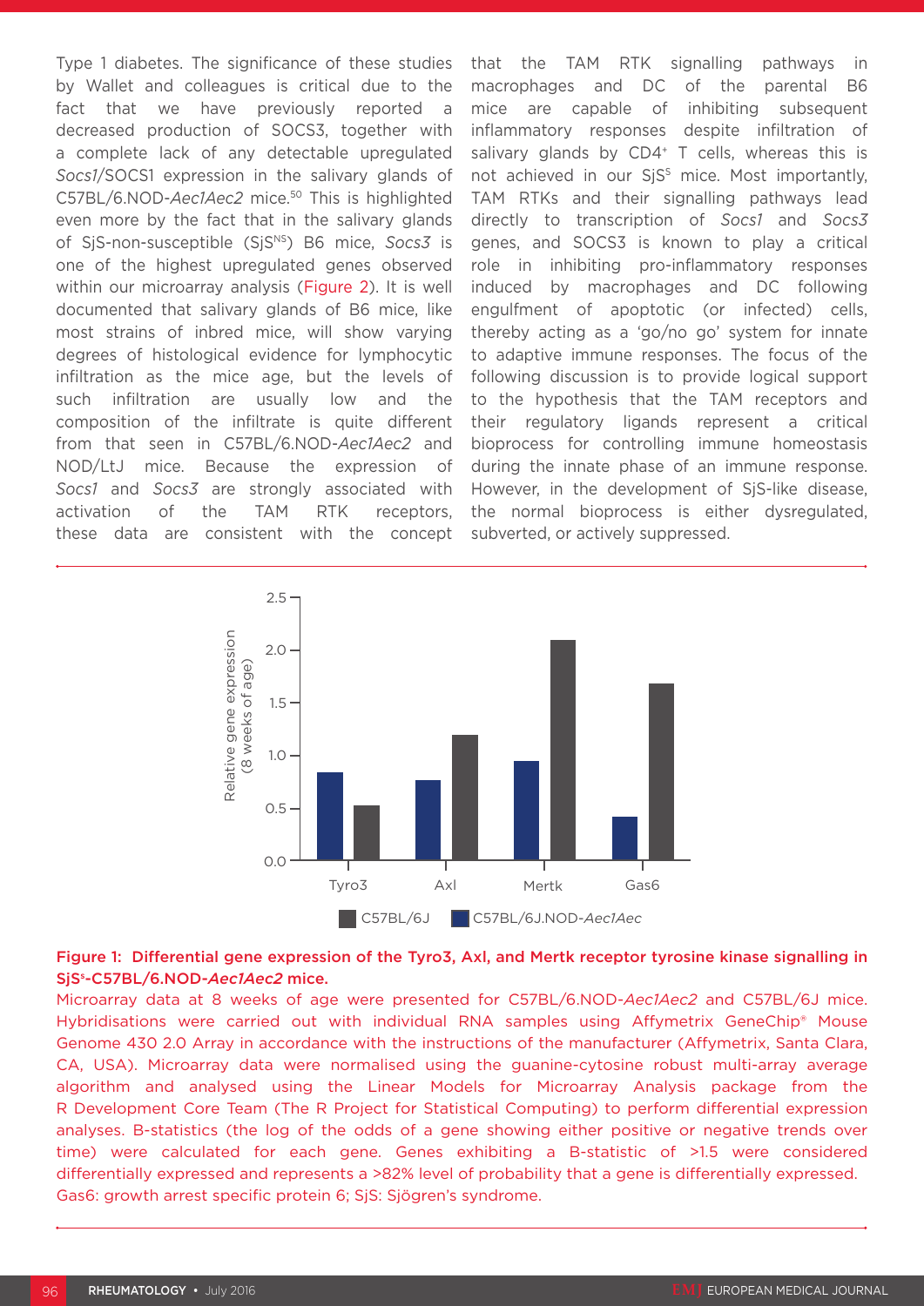Type 1 diabetes. The significance of these studies by Wallet and colleagues is critical due to the fact that we have previously reported a decreased production of SOCS3, together with a complete lack of any detectable upregulated *Socs1*/SOCS1 expression in the salivary glands of C57BL/6.NOD-*Aec1Aec2* mice.[50] This is highlighted even more by the fact that in the salivary glands of SjS-non-susceptible (SjS[NS]) B6 mice, *Socs3* is one of the highest upregulated genes observed within our microarray analysis (Figure 2). It is well documented that salivary glands of B6 mice, like most strains of inbred mice, will show varying degrees of histological evidence for lymphocytic infiltration as the mice age, but the levels of such infiltration are usually low and the composition of the infiltrate is quite different from that seen in C57BL/6.NOD-*Aec1Aec2* and NOD/LtJ mice. Because the expression of *Socs1* and *Socs3* are strongly associated with activation of the TAM RTK receptors, these data are consistent with the concept that the TAM RTK signalling pathways in macrophages and DC of the parental B6 mice are capable of inhibiting subsequent inflammatory responses despite infiltration of salivary glands by CD4[+] T cells, whereas this is not achieved in our SjS[S] mice. Most importantly, TAM RTKs and their signalling pathways lead directly to transcription of *Socs1* and *Socs3* genes, and SOCS3 is known to play a critical role in inhibiting pro-inflammatory responses induced by macrophages and DC following engulfment of apoptotic (or infected) cells, thereby acting as a 'go/no go' system for innate to adaptive immune responses. The focus of the following discussion is to provide logical support to the hypothesis that the TAM receptors and their regulatory ligands represent a critical bioprocess for controlling immune homeostasis during the innate phase of an immune response. However, in the development of SjS-like disease, the normal bioprocess is either dysregulated, subverted, or actively suppressed.

Relative gene expression (8 weeks of age)

2.5
2.0
1.5
1.0
0.5
0.0

Tyro3
Axl
Mertk
Gas6

C57BL/6J
C57BL/6J.NOD-*Aec1Aec*

**Figure 1: Differential gene expression of the Tyro3, Axl, and Mertk receptor tyrosine kinase signalling in SjS[s]-C57BL/6.NOD-*Aec1Aec2* mice.**

Microarray data at 8 weeks of age were presented for C57BL/6.NOD-*Aec1Aec2* and C57BL/6J mice. Hybridisations were carried out with individual RNA samples using Affymetrix GeneChip® Mouse Genome 430 2.0 Array in accordance with the instructions of the manufacturer (Affymetrix, Santa Clara, CA, USA). Microarray data were normalised using the guanine-cytosine robust multi-array average algorithm and analysed using the Linear Models for Microarray Analysis package from the R Development Core Team (The R Project for Statistical Computing) to perform differential expression analyses. B-statistics (the log of the odds of a gene showing either positive or negative trends over time) were calculated for each gene. Genes exhibiting a B-statistic of >1.5 were considered differentially expressed and represents a >82% level of probability that a gene is differentially expressed.
Gas6: growth arrest specific protein 6; SjS: Sjögren's syndrome.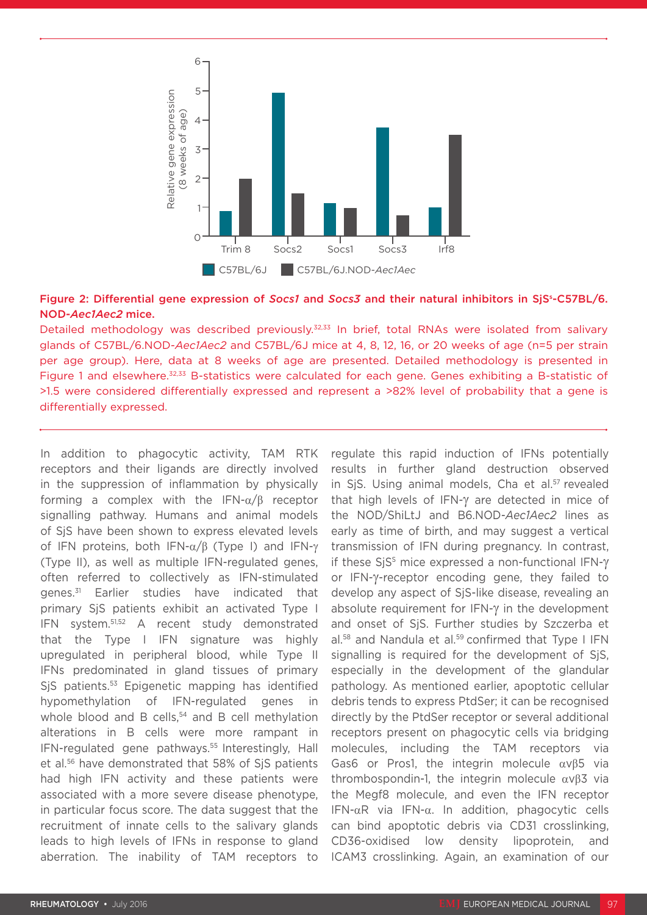Relative gene expression (8 weeks of age)

6
5
4
3
2
1
0

Trim 8
Socs2
Socs1
Socs3
Irf8

C57BL/6J
C57BL/6J.NOD-*Aec1Aec*

**Figure 2: Differential gene expression of *Socs1* and *Socs3* and their natural inhibitors in SjS[s]-C57BL/6.NOD-*Aec1Aec2* mice.**

Detailed methodology was described previously.[32,33] In brief, total RNAs were isolated from salivary glands of C57BL/6.NOD-*Aec1Aec2* and C57BL/6J mice at 4, 8, 12, 16, or 20 weeks of age (n=5 per age group). Here, data at 8 weeks of age are presented. Detailed methodology is presented in Figure 1 and elsewhere.[32,33] B-statistics were calculated for each gene. Genes exhibiting a B-statistic of >1.5 were considered differentially expressed and represent a >82% level of probability that a gene is differentially expressed.

In addition to phagocytic activity, TAM RTK receptors and their ligands are directly involved in the suppression of inflammation by physically forming a complex with the IFN-α/β receptor signalling pathway. Humans and animal models of SjS have been shown to express elevated levels of IFN proteins, both IFN-α/β (Type I) and IFN-γ (Type II), as well as multiple IFN-regulated genes, often referred to collectively as IFN-stimulated genes.[31] Earlier studies have indicated that primary SjS patients exhibit an activated Type I IFN system.[51,52] A recent study demonstrated that the Type I IFN signature was highly upregulated in peripheral blood, while Type II IFNs predominated in gland tissues of primary SjS patients.[53] Epigenetic mapping has identified hypomethylation of IFN-regulated genes in whole blood and B cells,[54] and B cell methylation alterations in B cells were more rampant in IFN-regulated gene pathways.[55] Interestingly, Hall et al.[56] have demonstrated that 58% of SjS patients had high IFN activity and these patients were associated with a more severe disease phenotype, in particular focus score. The data suggest that the recruitment of innate cells to the salivary glands leads to high levels of IFNs in response to gland aberration. The inability of TAM receptors to regulate this rapid induction of IFNs potentially results in further gland destruction observed in SjS. Using animal models, Cha et al.[57] revealed that high levels of IFN-γ are detected in mice of the NOD/ShiLtJ and B6.NOD-*Aec1Aec2* lines as early as time of birth, and may suggest a vertical transmission of IFN during pregnancy. In contrast, if these SjS[s] mice expressed a non-functional IFN-γ or IFN-γ-receptor encoding gene, they failed to develop any aspect of SjS-like disease, revealing an absolute requirement for IFN-γ in the development and onset of SjS. Further studies by Szczerba et al.[58] and Nandula et al.[59] confirmed that Type I IFN signalling is required for the development of SjS, especially in the development of the glandular pathology. As mentioned earlier, apoptotic cellular debris tends to express PtdSer; it can be recognised directly by the PtdSer receptor or several additional receptors present on phagocytic cells via bridging molecules, including the TAM receptors via Gas6 or Pros1, the integrin molecule αvβ5 via thrombospondin-1, the integrin molecule αvβ3 via the Megf8 molecule, and even the IFN receptor IFN-αR via IFN-α. In addition, phagocytic cells can bind apoptotic debris via CD31 crosslinking, CD36-oxidised low density lipoprotein, and ICAM3 crosslinking. Again, an examination of our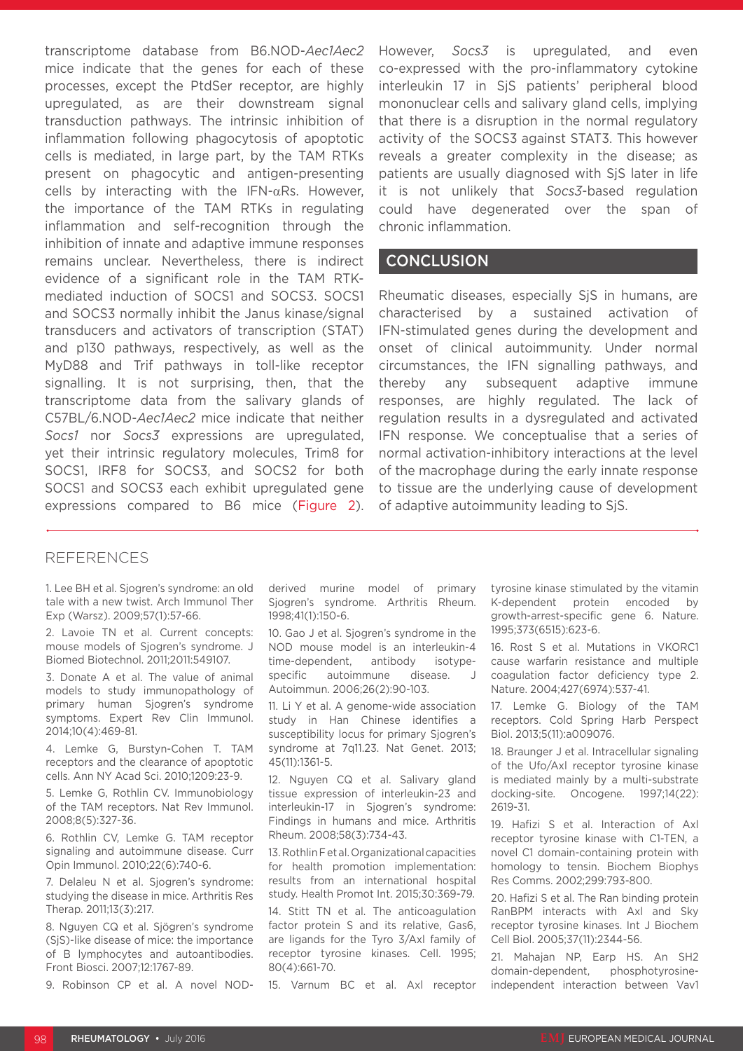transcriptome database from B6.NOD-*Aec1Aec2* mice indicate that the genes for each of these processes, except the PtdSer receptor, are highly upregulated, as are their downstream signal transduction pathways. The intrinsic inhibition of inflammation following phagocytosis of apoptotic cells is mediated, in large part, by the TAM RTKs present on phagocytic and antigen-presenting cells by interacting with the IFN-αRs. However, the importance of the TAM RTKs in regulating inflammation and self-recognition through the inhibition of innate and adaptive immune responses remains unclear. Nevertheless, there is indirect evidence of a significant role in the TAM RTK-mediated induction of SOCS1 and SOCS3. SOCS1 and SOCS3 normally inhibit the Janus kinase/signal transducers and activators of transcription (STAT) and p130 pathways, respectively, as well as the MyD88 and Trif pathways in toll-like receptor signalling. It is not surprising, then, that the transcriptome data from the salivary glands of C57BL/6.NOD-*Aec1Aec2* mice indicate that neither *Socs1* nor *Socs3* expressions are upregulated, yet their intrinsic regulatory molecules, Trim8 for SOCS1, IRF8 for SOCS3, and SOCS2 for both SOCS1 and SOCS3 each exhibit upregulated gene expressions compared to B6 mice (Figure 2). However, *Socs3* is upregulated, and even co-expressed with the pro-inflammatory cytokine interleukin 17 in SjS patients' peripheral blood mononuclear cells and salivary gland cells, implying that there is a disruption in the normal regulatory activity of the SOCS3 against STAT3. This however reveals a greater complexity in the disease; as patients are usually diagnosed with SjS later in life it is not unlikely that *Socs3*-based regulation could have degenerated over the span of chronic inflammation.

## CONCLUSION

Rheumatic diseases, especially SjS in humans, are characterised by a sustained activation of IFN-stimulated genes during the development and onset of clinical autoimmunity. Under normal circumstances, the IFN signalling pathways, and thereby any subsequent adaptive immune responses, are highly regulated. The lack of regulation results in a dysregulated and activated IFN response. We conceptualise that a series of normal activation-inhibitory interactions at the level of the macrophage during the early innate response to tissue are the underlying cause of development of adaptive autoimmunity leading to SjS.

## REFERENCES

1. Lee BH et al. Sjogren's syndrome: an old tale with a new twist. Arch Immunol Ther Exp (Warsz). 2009;57(1):57-66.
2. Lavoie TN et al. Current concepts: mouse models of Sjogren's syndrome. J Biomed Biotechnol. 2011;2011:549107.
3. Donate A et al. The value of animal models to study immunopathology of primary human Sjogren's syndrome symptoms. Expert Rev Clin Immunol. 2014;10(4):469-81.
4. Lemke G, Burstyn-Cohen T. TAM receptors and the clearance of apoptotic cells. Ann NY Acad Sci. 2010;1209:23-9.
5. Lemke G, Rothlin CV. Immunobiology of the TAM receptors. Nat Rev Immunol. 2008;8(5):327-36.
6. Rothlin CV, Lemke G. TAM receptor signaling and autoimmune disease. Curr Opin Immunol. 2010;22(6):740-6.
7. Delaleu N et al. Sjogren's syndrome: studying the disease in mice. Arthritis Res Therap. 2011;13(3):217.
8. Nguyen CQ et al. Sjögren's syndrome (SjS)-like disease of mice: the importance of B lymphocytes and autoantibodies. Front Biosci. 2007;12:1767-89.
9. Robinson CP et al. A novel NOD-derived murine model of primary Sjogren's syndrome. Arthritis Rheum. 1998;41(1):150-6.
10. Gao J et al. Sjogren's syndrome in the NOD mouse model is an interleukin-4 time-dependent, antibody isotype-specific autoimmune disease. J Autoimmun. 2006;26(2):90-103.
11. Li Y et al. A genome-wide association study in Han Chinese identifies a susceptibility locus for primary Sjogren's syndrome at 7q11.23. Nat Genet. 2013; 45(11):1361-5.
12. Nguyen CQ et al. Salivary gland tissue expression of interleukin-23 and interleukin-17 in Sjogren's syndrome: Findings in humans and mice. Arthritis Rheum. 2008;58(3):734-43.
13. Rothlin F et al. Organizational capacities for health promotion implementation: results from an international hospital study. Health Promot Int. 2015;30:369-79.
14. Stitt TN et al. The anticoagulation factor protein S and its relative, Gas6, are ligands for the Tyro 3/Axl family of receptor tyrosine kinases. Cell. 1995; 80(4):661-70.
15. Varnum BC et al. Axl receptor tyrosine kinase stimulated by the vitamin K-dependent protein encoded by growth-arrest-specific gene 6. Nature. 1995;373(6515):623-6.
16. Rost S et al. Mutations in VKORC1 cause warfarin resistance and multiple coagulation factor deficiency type 2. Nature. 2004;427(6974):537-41.
17. Lemke G. Biology of the TAM receptors. Cold Spring Harb Perspect Biol. 2013;5(11):a009076.
18. Braunger J et al. Intracellular signaling of the Ufo/Axl receptor tyrosine kinase is mediated mainly by a multi-substrate docking-site. Oncogene. 1997;14(22): 2619-31.
19. Hafizi S et al. Interaction of Axl receptor tyrosine kinase with C1-TEN, a novel C1 domain-containing protein with homology to tensin. Biochem Biophys Res Comms. 2002;299:793-800.
20. Hafizi S et al. The Ran binding protein RanBPM interacts with Axl and Sky receptor tyrosine kinases. Int J Biochem Cell Biol. 2005;37(11):2344-56.
21. Mahajan NP, Earp HS. An SH2 domain-dependent, phosphotyrosine-independent interaction between Vav1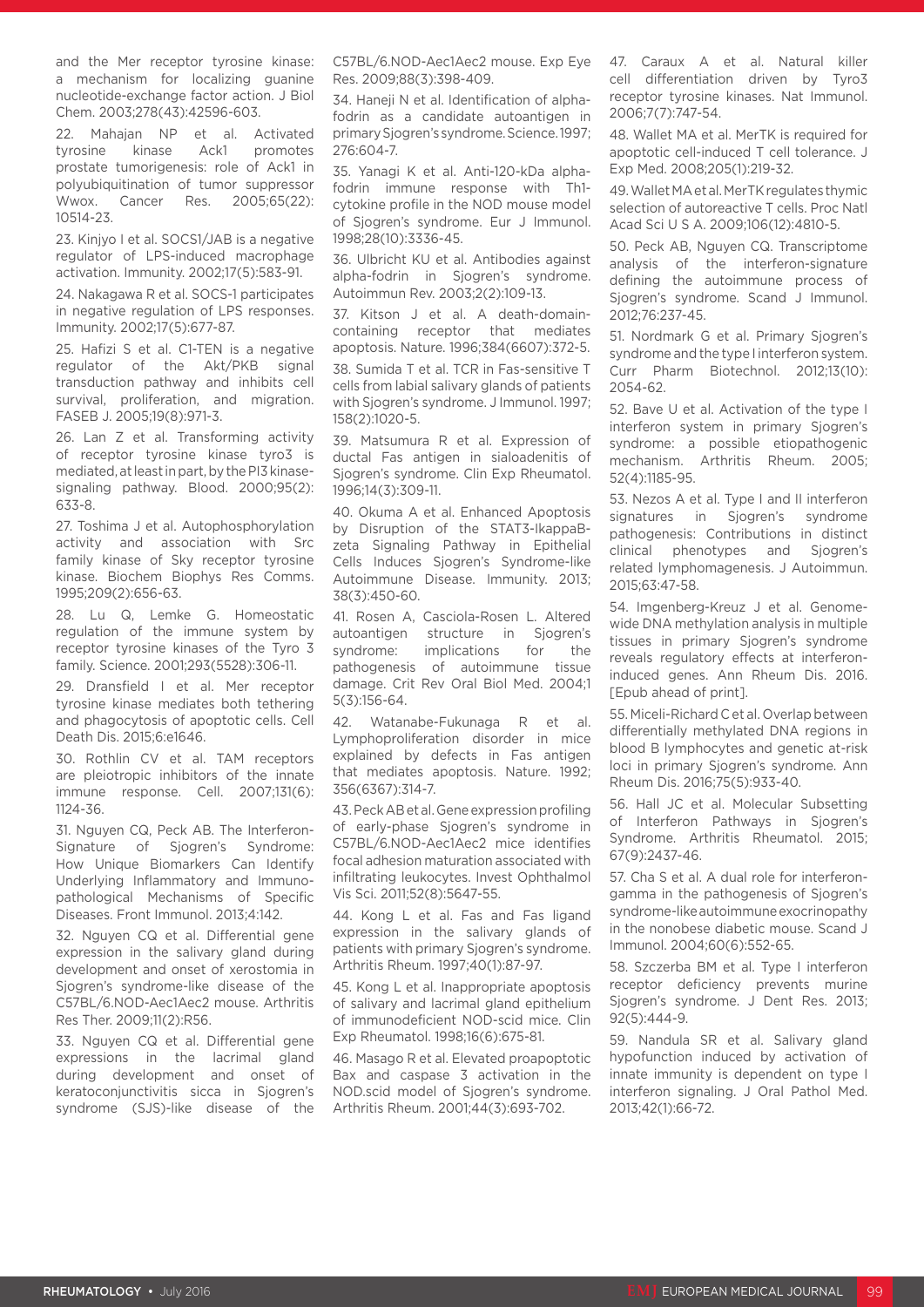and the Mer receptor tyrosine kinase: a mechanism for localizing guanine nucleotide-exchange factor action. J Biol Chem. 2003;278(43):42596-603.

22. Mahajan NP et al. Activated tyrosine kinase Ack1 promotes prostate tumorigenesis: role of Ack1 in polyubiquitination of tumor suppressor Wwox. Cancer Res. 2005;65(22): 10514-23.

23. Kinjyo I et al. SOCS1/JAB is a negative regulator of LPS-induced macrophage activation. Immunity. 2002;17(5):583-91.

24. Nakagawa R et al. SOCS-1 participates in negative regulation of LPS responses. Immunity. 2002;17(5):677-87.

25. Hafizi S et al. C1-TEN is a negative regulator of the Akt/PKB signal transduction pathway and inhibits cell survival, proliferation, and migration. FASEB J. 2005;19(8):971-3.

26. Lan Z et al. Transforming activity of receptor tyrosine kinase tyro3 is mediated, at least in part, by the PI3 kinase-signaling pathway. Blood. 2000;95(2): 633-8.

27. Toshima J et al. Autophosphorylation activity and association with Src family kinase of Sky receptor tyrosine kinase. Biochem Biophys Res Comms. 1995;209(2):656-63.

28. Lu Q, Lemke G. Homeostatic regulation of the immune system by receptor tyrosine kinases of the Tyro 3 family. Science. 2001;293(5528):306-11.

29. Dransfield I et al. Mer receptor tyrosine kinase mediates both tethering and phagocytosis of apoptotic cells. Cell Death Dis. 2015;6:e1646.

30. Rothlin CV et al. TAM receptors are pleiotropic inhibitors of the innate immune response. Cell. 2007;131(6): 1124-36.

31. Nguyen CQ, Peck AB. The Interferon-Signature of Sjogren's Syndrome: How Unique Biomarkers Can Identify Underlying Inflammatory and Immunopathological Mechanisms of Specific Diseases. Front Immunol. 2013;4:142.

32. Nguyen CQ et al. Differential gene expression in the salivary gland during development and onset of xerostomia in Sjogren's syndrome-like disease of the C57BL/6.NOD-Aec1Aec2 mouse. Arthritis Res Ther. 2009;11(2):R56.

33. Nguyen CQ et al. Differential gene expressions in the lacrimal gland during development and onset of keratoconjunctivitis sicca in Sjogren's syndrome (SJS)-like disease of the C57BL/6.NOD-Aec1Aec2 mouse. Exp Eye Res. 2009;88(3):398-409.

34. Haneji N et al. Identification of alpha-fodrin as a candidate autoantigen in primary Sjogren's syndrome. Science. 1997; 276:604-7.

35. Yanagi K et al. Anti-120-kDa alpha-fodrin immune response with Th1-cytokine profile in the NOD mouse model of Sjogren's syndrome. Eur J Immunol. 1998;28(10):3336-45.

36. Ulbricht KU et al. Antibodies against alpha-fodrin in Sjogren's syndrome. Autoimmun Rev. 2003;2(2):109-13.

37. Kitson J et al. A death-domain-containing receptor that mediates apoptosis. Nature. 1996;384(6607):372-5.

38. Sumida T et al. TCR in Fas-sensitive T cells from labial salivary glands of patients with Sjogren's syndrome. J Immunol. 1997; 158(2):1020-5.

39. Matsumura R et al. Expression of ductal Fas antigen in sialoadenitis of Sjogren's syndrome. Clin Exp Rheumatol. 1996;14(3):309-11.

40. Okuma A et al. Enhanced Apoptosis by Disruption of the STAT3-IkappaB-zeta Signaling Pathway in Epithelial Cells Induces Sjogren's Syndrome-like Autoimmune Disease. Immunity. 2013; 38(3):450-60.

41. Rosen A, Casciola-Rosen L. Altered autoantigen structure in Sjogren's syndrome: implications for the pathogenesis of autoimmune tissue damage. Crit Rev Oral Biol Med. 2004;1 5(3):156-64.

42. Watanabe-Fukunaga R et al. Lymphoproliferation disorder in mice explained by defects in Fas antigen that mediates apoptosis. Nature. 1992; 356(6367):314-7.

43. Peck AB et al. Gene expression profiling of early-phase Sjogren's syndrome in C57BL/6.NOD-Aec1Aec2 mice identifies focal adhesion maturation associated with infiltrating leukocytes. Invest Ophthalmol Vis Sci. 2011;52(8):5647-55.

44. Kong L et al. Fas and Fas ligand expression in the salivary glands of patients with primary Sjogren's syndrome. Arthritis Rheum. 1997;40(1):87-97.

45. Kong L et al. Inappropriate apoptosis of salivary and lacrimal gland epithelium of immunodeficient NOD-scid mice. Clin Exp Rheumatol. 1998;16(6):675-81.

46. Masago R et al. Elevated proapoptotic Bax and caspase 3 activation in the NOD.scid model of Sjogren's syndrome. Arthritis Rheum. 2001;44(3):693-702.

47. Caraux A et al. Natural killer cell differentiation driven by Tyro3 receptor tyrosine kinases. Nat Immunol. 2006;7(7):747-54.

48. Wallet MA et al. MerTK is required for apoptotic cell-induced T cell tolerance. J Exp Med. 2008;205(1):219-32.

49. Wallet MA et al. MerTK regulates thymic selection of autoreactive T cells. Proc Natl Acad Sci U S A. 2009;106(12):4810-5.

50. Peck AB, Nguyen CQ. Transcriptome analysis of the interferon-signature defining the autoimmune process of Sjogren's syndrome. Scand J Immunol. 2012;76:237-45.

51. Nordmark G et al. Primary Sjogren's syndrome and the type I interferon system. Curr Pharm Biotechnol. 2012;13(10): 2054-62.

52. Bave U et al. Activation of the type I interferon system in primary Sjogren's syndrome: a possible etiopathogenic mechanism. Arthritis Rheum. 2005; 52(4):1185-95.

53. Nezos A et al. Type I and II interferon signatures in Sjogren's syndrome pathogenesis: Contributions in distinct clinical phenotypes and Sjogren's related lymphomagenesis. J Autoimmun. 2015;63:47-58.

54. Imgenberg-Kreuz J et al. Genome-wide DNA methylation analysis in multiple tissues in primary Sjogren's syndrome reveals regulatory effects at interferon-induced genes. Ann Rheum Dis. 2016. [Epub ahead of print].

55. Miceli-Richard C et al. Overlap between differentially methylated DNA regions in blood B lymphocytes and genetic at-risk loci in primary Sjogren's syndrome. Ann Rheum Dis. 2016;75(5):933-40.

56. Hall JC et al. Molecular Subsetting of Interferon Pathways in Sjogren's Syndrome. Arthritis Rheumatol. 2015; 67(9):2437-46.

57. Cha S et al. A dual role for interferon-gamma in the pathogenesis of Sjogren's syndrome-like autoimmune exocrinopathy in the nonobese diabetic mouse. Scand J Immunol. 2004;60(6):552-65.

58. Szczerba BM et al. Type I interferon receptor deficiency prevents murine Sjogren's syndrome. J Dent Res. 2013; 92(5):444-9.

59. Nandula SR et al. Salivary gland hypofunction induced by activation of innate immunity is dependent on type I interferon signaling. J Oral Pathol Med. 2013;42(1):66-72.